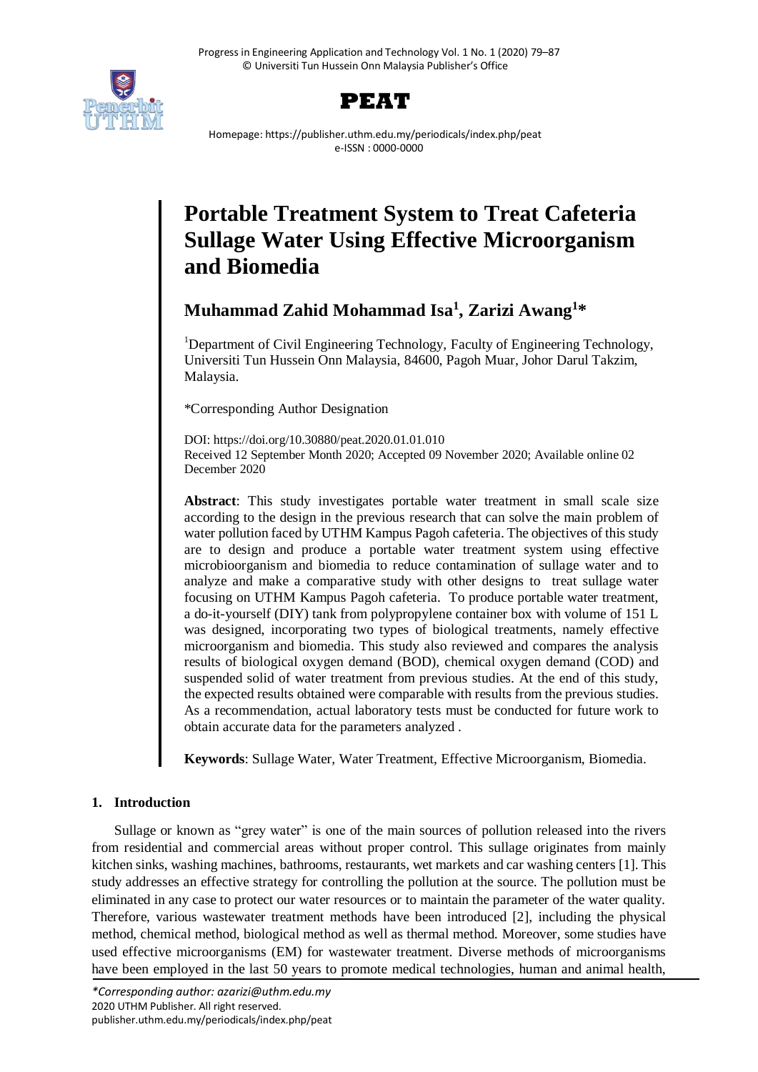# Portable Treatment System to Treat Cafeteria Sullage Water Using Effective Microorganism and Biomedia

**Muhammad Zahid Mohammad Isa[1], Zarizi Awang[1]***

[1]Department of Civil Engineering Technology, Faculty of Engineering Technology, Universiti Tun Hussein Onn Malaysia, 84600, Pagoh Muar, Johor Darul Takzim, Malaysia.

*Corresponding Author Designation

DOI: https://doi.org/10.30880/peat.2020.01.01.010

Received 12 September Month 2020; Accepted 09 November 2020; Available online 02 December 2020

**Abstract**: This study investigates portable water treatment in small scale size according to the design in the previous research that can solve the main problem of water pollution faced by UTHM Kampus Pagoh cafeteria. The objectives of this study are to design and produce a portable water treatment system using effective microbioorganism and biomedia to reduce contamination of sullage water and to analyze and make a comparative study with other designs to treat sullage water focusing on UTHM Kampus Pagoh cafeteria. To produce portable water treatment, a do-it-yourself (DIY) tank from polypropylene container box with volume of 151 L was designed, incorporating two types of biological treatments, namely effective microorganism and biomedia. This study also reviewed and compares the analysis results of biological oxygen demand (BOD), chemical oxygen demand (COD) and suspended solid of water treatment from previous studies. At the end of this study, the expected results obtained were comparable with results from the previous studies. As a recommendation, actual laboratory tests must be conducted for future work to obtain accurate data for the parameters analyzed .

**Keywords**: Sullage Water, Water Treatment, Effective Microorganism, Biomedia.

## 1. Introduction

Sullage or known as "grey water" is one of the main sources of pollution released into the rivers from residential and commercial areas without proper control. This sullage originates from mainly kitchen sinks, washing machines, bathrooms, restaurants, wet markets and car washing centers [1]. This study addresses an effective strategy for controlling the pollution at the source. The pollution must be eliminated in any case to protect our water resources or to maintain the parameter of the water quality. Therefore, various wastewater treatment methods have been introduced [2], including the physical method, chemical method, biological method as well as thermal method. Moreover, some studies have used effective microorganisms (EM) for wastewater treatment. Diverse methods of microorganisms have been employed in the last 50 years to promote medical technologies, human and animal health,

*\*Corresponding author: azarizi@uthm.edu.my*
2020 UTHM Publisher. All right reserved.
publisher.uthm.edu.my/periodicals/index.php/peat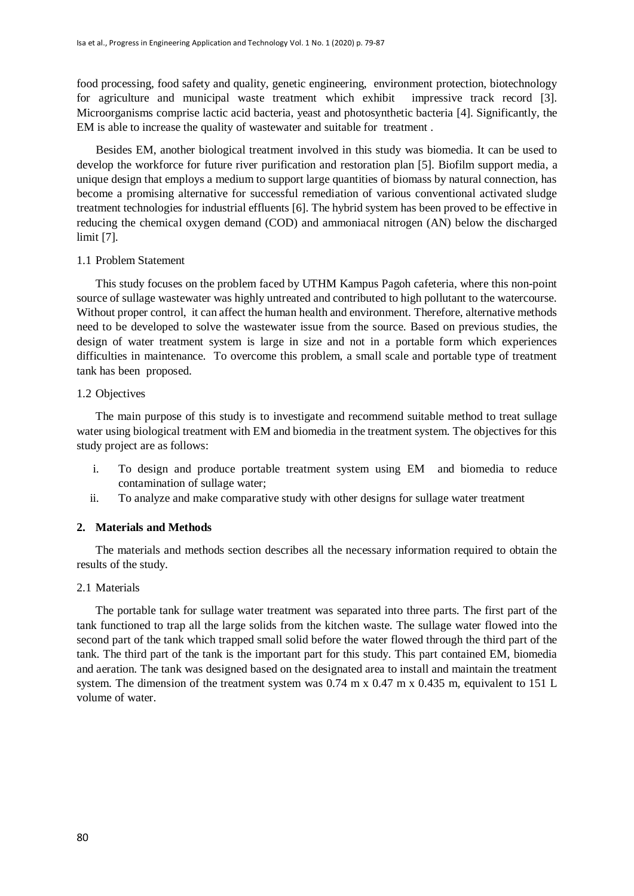food processing, food safety and quality, genetic engineering, environment protection, biotechnology for agriculture and municipal waste treatment which exhibit impressive track record [3]. Microorganisms comprise lactic acid bacteria, yeast and photosynthetic bacteria [4]. Significantly, the EM is able to increase the quality of wastewater and suitable for treatment .

Besides EM, another biological treatment involved in this study was biomedia. It can be used to develop the workforce for future river purification and restoration plan [5]. Biofilm support media, a unique design that employs a medium to support large quantities of biomass by natural connection, has become a promising alternative for successful remediation of various conventional activated sludge treatment technologies for industrial effluents [6]. The hybrid system has been proved to be effective in reducing the chemical oxygen demand (COD) and ammoniacal nitrogen (AN) below the discharged limit [7].

### 1.1 Problem Statement

This study focuses on the problem faced by UTHM Kampus Pagoh cafeteria, where this non-point source of sullage wastewater was highly untreated and contributed to high pollutant to the watercourse. Without proper control, it can affect the human health and environment. Therefore, alternative methods need to be developed to solve the wastewater issue from the source. Based on previous studies, the design of water treatment system is large in size and not in a portable form which experiences difficulties in maintenance. To overcome this problem, a small scale and portable type of treatment tank has been proposed.

### 1.2 Objectives

The main purpose of this study is to investigate and recommend suitable method to treat sullage water using biological treatment with EM and biomedia in the treatment system. The objectives for this study project are as follows:

i. To design and produce portable treatment system using EM and biomedia to reduce contamination of sullage water;
ii. To analyze and make comparative study with other designs for sullage water treatment

## 2. Materials and Methods

The materials and methods section describes all the necessary information required to obtain the results of the study.

### 2.1 Materials

The portable tank for sullage water treatment was separated into three parts. The first part of the tank functioned to trap all the large solids from the kitchen waste. The sullage water flowed into the second part of the tank which trapped small solid before the water flowed through the third part of the tank. The third part of the tank is the important part for this study. This part contained EM, biomedia and aeration. The tank was designed based on the designated area to install and maintain the treatment system. The dimension of the treatment system was 0.74 m x 0.47 m x 0.435 m, equivalent to 151 L volume of water.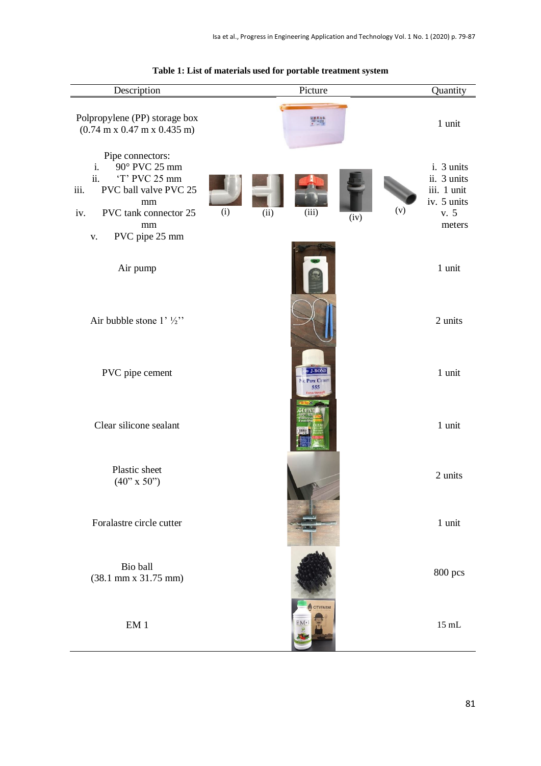**Table 1: List of materials used for portable treatment system**

| Description | Picture | Quantity |
|---|---|---|
| Polpropylene (PP) storage box (0.74 m x 0.47 m x 0.435 m) | | 1 unit |
| Pipe connectors: i. 90° PVC 25 mm; ii. 'T' PVC 25 mm; iii. PVC ball valve PVC 25 mm; iv. PVC tank connector 25 mm; v. PVC pipe 25 mm | (i) (ii) (iii) (iv) (v) | i. 3 units; ii. 3 units; iii. 1 unit; iv. 5 units; v. 5 meters |
| Air pump | | 1 unit |
| Air bubble stone 1' ½'' | | 2 units |
| PVC pipe cement | | 1 unit |
| Clear silicone sealant | | 1 unit |
| Plastic sheet (40" x 50") | | 2 units |
| Foralastre circle cutter | | 1 unit |
| Bio ball (38.1 mm x 31.75 mm) | | 800 pcs |
| EM 1 | | 15 mL |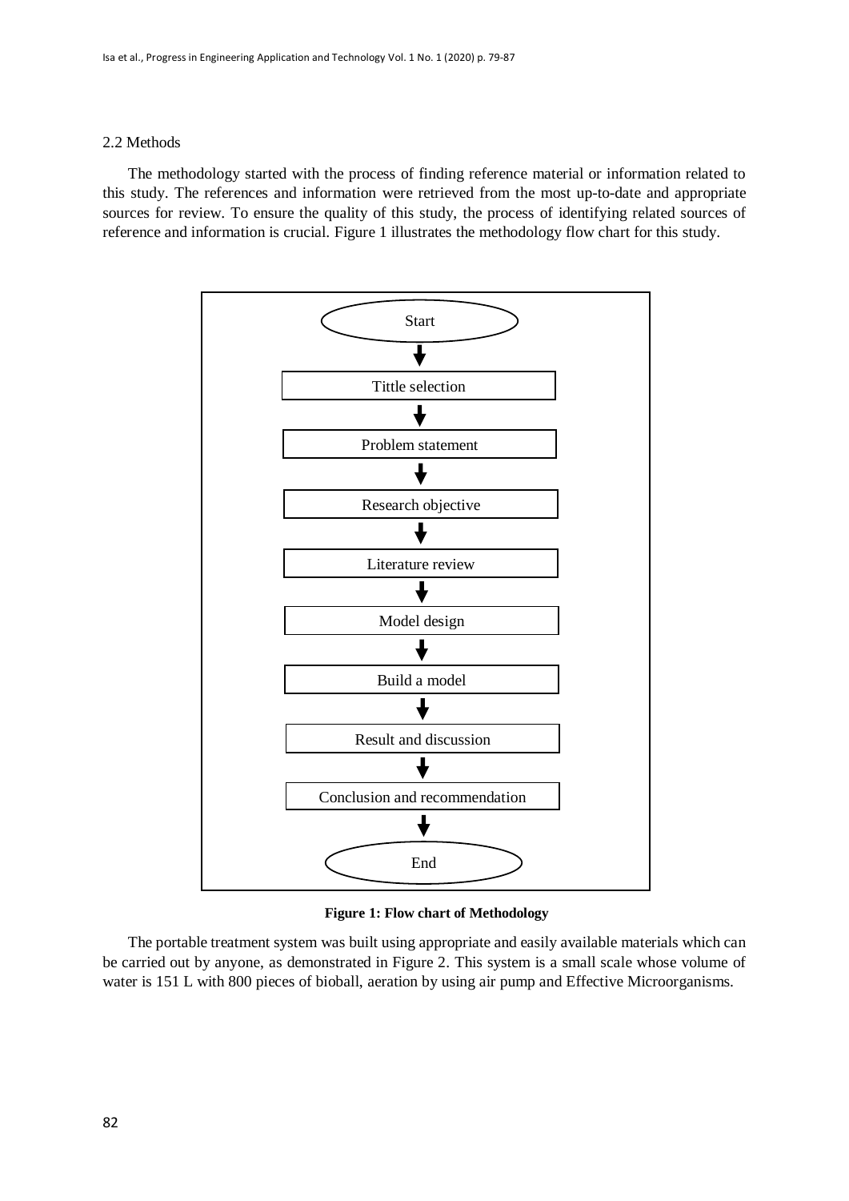### 2.2 Methods

The methodology started with the process of finding reference material or information related to this study. The references and information were retrieved from the most up-to-date and appropriate sources for review. To ensure the quality of this study, the process of identifying related sources of reference and information is crucial. Figure 1 illustrates the methodology flow chart for this study.

Start
↓
Tittle selection
↓
Problem statement
↓
Research objective
↓
Literature review
↓
Model design
↓
Build a model
↓
Result and discussion
↓
Conclusion and recommendation
↓
End

**Figure 1: Flow chart of Methodology**

The portable treatment system was built using appropriate and easily available materials which can be carried out by anyone, as demonstrated in Figure 2. This system is a small scale whose volume of water is 151 L with 800 pieces of bioball, aeration by using air pump and Effective Microorganisms.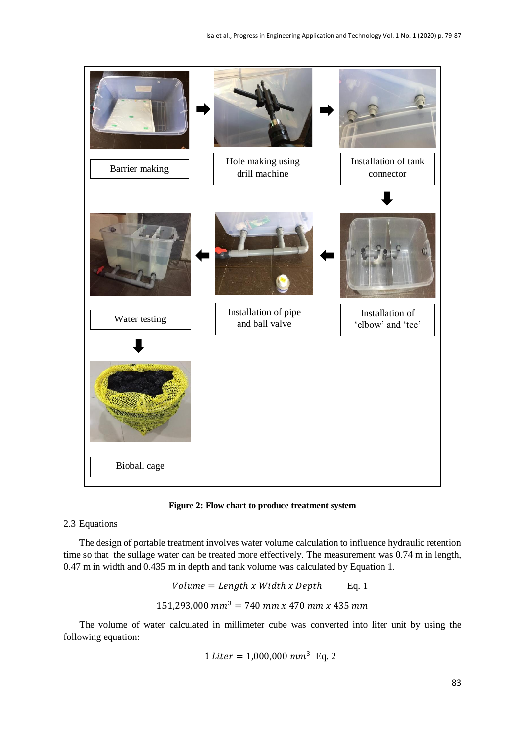Barrier making

Hole making using drill machine

Installation of tank connector

Installation of 'elbow' and 'tee'

Installation of pipe and ball valve

Water testing

Bioball cage

**Figure 2: Flow chart to produce treatment system**

2.3 Equations

The design of portable treatment involves water volume calculation to influence hydraulic retention time so that the sullage water can be treated more effectively. The measurement was 0.74 m in length, 0.47 m in width and 0.435 m in depth and tank volume was calculated by Equation 1.

$$Volume = Length \ x \ Width \ x \ Depth \qquad \text{Eq. 1}$$

$$151{,}293{,}000 \ mm^3 = 740 \ mm \ x \ 470 \ mm \ x \ 435 \ mm$$

The volume of water calculated in millimeter cube was converted into liter unit by using the following equation:

$$1 \ Liter = 1{,}000{,}000 \ mm^3 \quad \text{Eq. 2}$$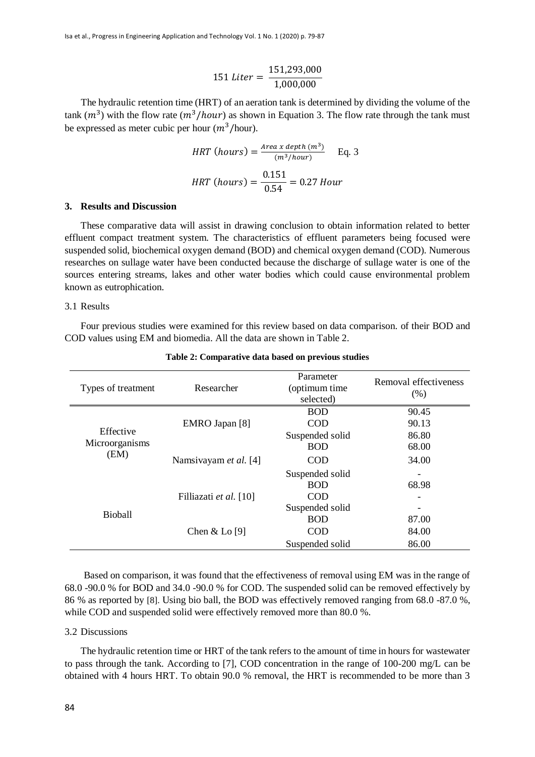$$151\ Liter = \frac{151{,}293{,}000}{1{,}000{,}000}$$

The hydraulic retention time (HRT) of an aeration tank is determined by dividing the volume of the tank ($m^3$) with the flow rate ($m^3/hour$) as shown in Equation 3. The flow rate through the tank must be expressed as meter cubic per hour ($m^3$/hour).

$$HRT\ (hours) = \frac{Area\ x\ depth\ (m^3)}{(m^3/hour)} \quad \text{Eq. 3}$$

$$HRT\ (hours) = \frac{0.151}{0.54} = 0.27\ Hour$$

## 3. Results and Discussion

These comparative data will assist in drawing conclusion to obtain information related to better effluent compact treatment system. The characteristics of effluent parameters being focused were suspended solid, biochemical oxygen demand (BOD) and chemical oxygen demand (COD). Numerous researches on sullage water have been conducted because the discharge of sullage water is one of the sources entering streams, lakes and other water bodies which could cause environmental problem known as eutrophication.

### 3.1 Results

Four previous studies were examined for this review based on data comparison. of their BOD and COD values using EM and biomedia. All the data are shown in Table 2.

**Table 2: Comparative data based on previous studies**

| Types of treatment | Researcher | Parameter (optimum time selected) | Removal effectiveness (%) |
|---|---|---|---|
| Effective Microorganisms (EM) | EMRO Japan [8] | BOD | 90.45 |
| | | COD | 90.13 |
| | | Suspended solid | 86.80 |
| | Namsivayam *et al.* [4] | BOD | 68.00 |
| | | COD | 34.00 |
| | | Suspended solid | - |
| Bioball | Filliazati *et al.* [10] | BOD | 68.98 |
| | | COD | - |
| | | Suspended solid | - |
| | Chen & Lo [9] | BOD | 87.00 |
| | | COD | 84.00 |
| | | Suspended solid | 86.00 |

Based on comparison, it was found that the effectiveness of removal using EM was in the range of 68.0 -90.0 % for BOD and 34.0 -90.0 % for COD. The suspended solid can be removed effectively by 86 % as reported by [8]. Using bio ball, the BOD was effectively removed ranging from 68.0 -87.0 %, while COD and suspended solid were effectively removed more than 80.0 %.

### 3.2 Discussions

The hydraulic retention time or HRT of the tank refers to the amount of time in hours for wastewater to pass through the tank. According to [7], COD concentration in the range of 100-200 mg/L can be obtained with 4 hours HRT. To obtain 90.0 % removal, the HRT is recommended to be more than 3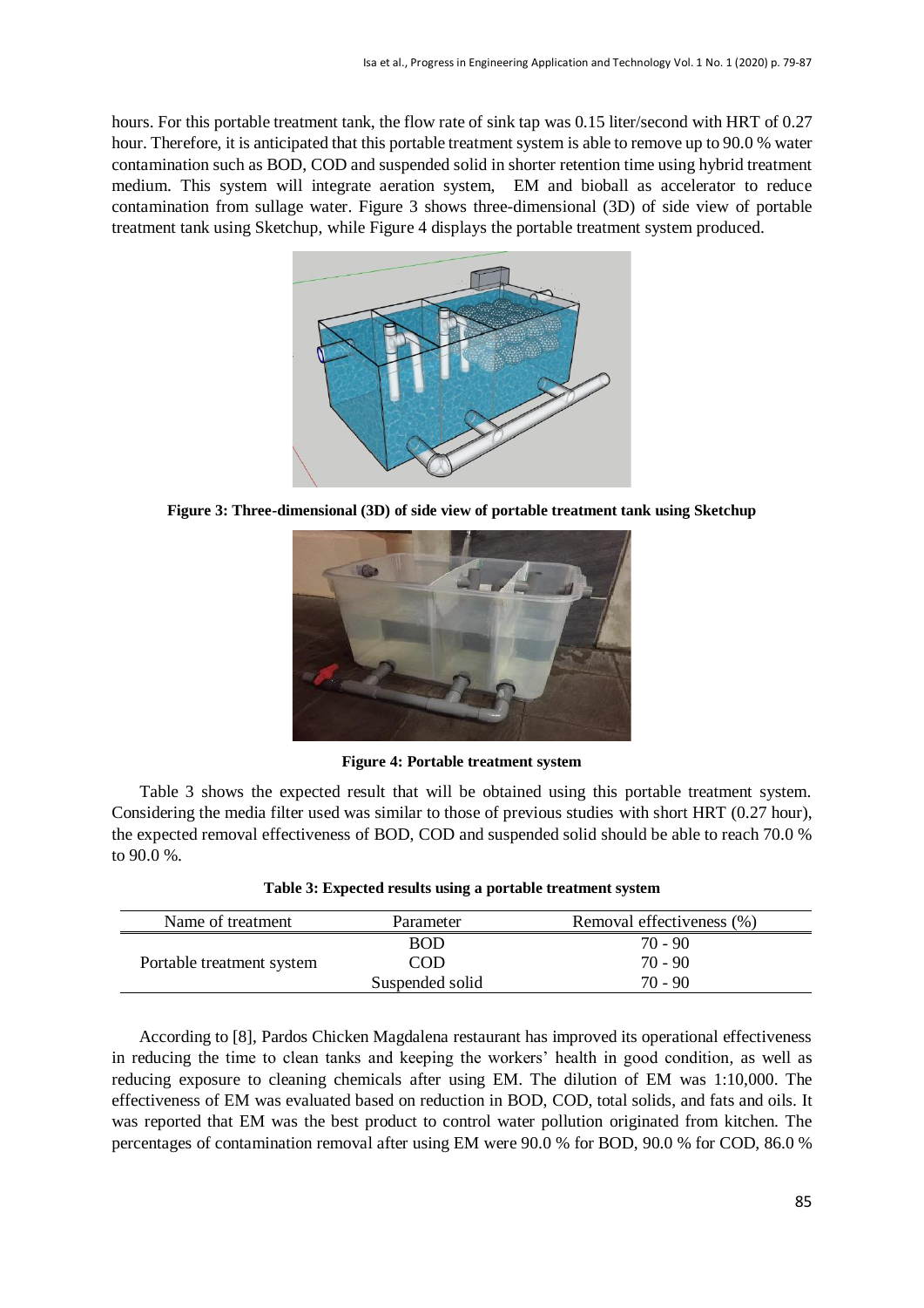hours. For this portable treatment tank, the flow rate of sink tap was 0.15 liter/second with HRT of 0.27 hour. Therefore, it is anticipated that this portable treatment system is able to remove up to 90.0 % water contamination such as BOD, COD and suspended solid in shorter retention time using hybrid treatment medium. This system will integrate aeration system, EM and bioball as accelerator to reduce contamination from sullage water. Figure 3 shows three-dimensional (3D) of side view of portable treatment tank using Sketchup, while Figure 4 displays the portable treatment system produced.

**Figure 3: Three-dimensional (3D) of side view of portable treatment tank using Sketchup**

**Figure 4: Portable treatment system**

Table 3 shows the expected result that will be obtained using this portable treatment system. Considering the media filter used was similar to those of previous studies with short HRT (0.27 hour), the expected removal effectiveness of BOD, COD and suspended solid should be able to reach 70.0 % to 90.0 %.

**Table 3: Expected results using a portable treatment system**

| Name of treatment | Parameter | Removal effectiveness (%) |
|---|---|---|
| Portable treatment system | BOD | 70 - 90 |
| | COD | 70 - 90 |
| | Suspended solid | 70 - 90 |

According to [8], Pardos Chicken Magdalena restaurant has improved its operational effectiveness in reducing the time to clean tanks and keeping the workers' health in good condition, as well as reducing exposure to cleaning chemicals after using EM. The dilution of EM was 1:10,000. The effectiveness of EM was evaluated based on reduction in BOD, COD, total solids, and fats and oils. It was reported that EM was the best product to control water pollution originated from kitchen. The percentages of contamination removal after using EM were 90.0 % for BOD, 90.0 % for COD, 86.0 %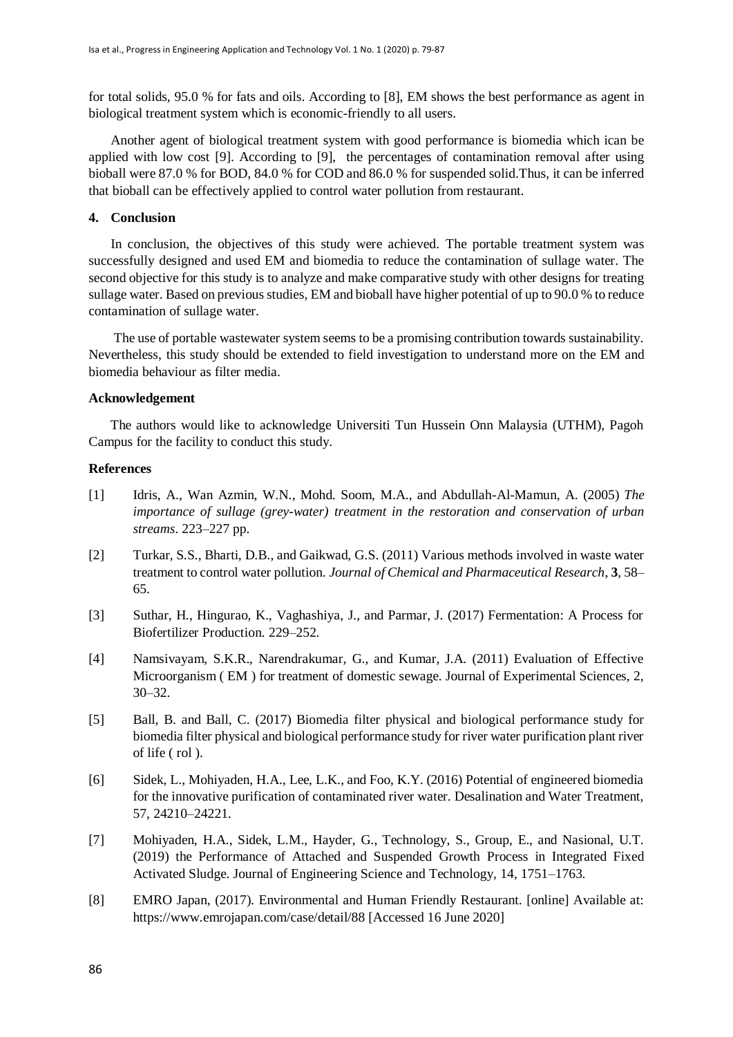for total solids, 95.0 % for fats and oils. According to [8], EM shows the best performance as agent in biological treatment system which is economic-friendly to all users.

Another agent of biological treatment system with good performance is biomedia which ican be applied with low cost [9]. According to [9], the percentages of contamination removal after using bioball were 87.0 % for BOD, 84.0 % for COD and 86.0 % for suspended solid.Thus, it can be inferred that bioball can be effectively applied to control water pollution from restaurant.

## 4. Conclusion

In conclusion, the objectives of this study were achieved. The portable treatment system was successfully designed and used EM and biomedia to reduce the contamination of sullage water. The second objective for this study is to analyze and make comparative study with other designs for treating sullage water. Based on previous studies, EM and bioball have higher potential of up to 90.0 % to reduce contamination of sullage water.

The use of portable wastewater system seems to be a promising contribution towards sustainability. Nevertheless, this study should be extended to field investigation to understand more on the EM and biomedia behaviour as filter media.

## Acknowledgement

The authors would like to acknowledge Universiti Tun Hussein Onn Malaysia (UTHM), Pagoh Campus for the facility to conduct this study.

## References

[1] Idris, A., Wan Azmin, W.N., Mohd. Soom, M.A., and Abdullah-Al-Mamun, A. (2005) *The importance of sullage (grey-water) treatment in the restoration and conservation of urban streams*. 223–227 pp.

[2] Turkar, S.S., Bharti, D.B., and Gaikwad, G.S. (2011) Various methods involved in waste water treatment to control water pollution. *Journal of Chemical and Pharmaceutical Research*, **3**, 58–65.

[3] Suthar, H., Hingurao, K., Vaghashiya, J., and Parmar, J. (2017) Fermentation: A Process for Biofertilizer Production. 229–252.

[4] Namsivayam, S.K.R., Narendrakumar, G., and Kumar, J.A. (2011) Evaluation of Effective Microorganism ( EM ) for treatment of domestic sewage. Journal of Experimental Sciences, 2, 30–32.

[5] Ball, B. and Ball, C. (2017) Biomedia filter physical and biological performance study for biomedia filter physical and biological performance study for river water purification plant river of life ( rol ).

[6] Sidek, L., Mohiyaden, H.A., Lee, L.K., and Foo, K.Y. (2016) Potential of engineered biomedia for the innovative purification of contaminated river water. Desalination and Water Treatment, 57, 24210–24221.

[7] Mohiyaden, H.A., Sidek, L.M., Hayder, G., Technology, S., Group, E., and Nasional, U.T. (2019) the Performance of Attached and Suspended Growth Process in Integrated Fixed Activated Sludge. Journal of Engineering Science and Technology, 14, 1751–1763.

[8] EMRO Japan, (2017). Environmental and Human Friendly Restaurant. [online] Available at: https://www.emrojapan.com/case/detail/88 [Accessed 16 June 2020]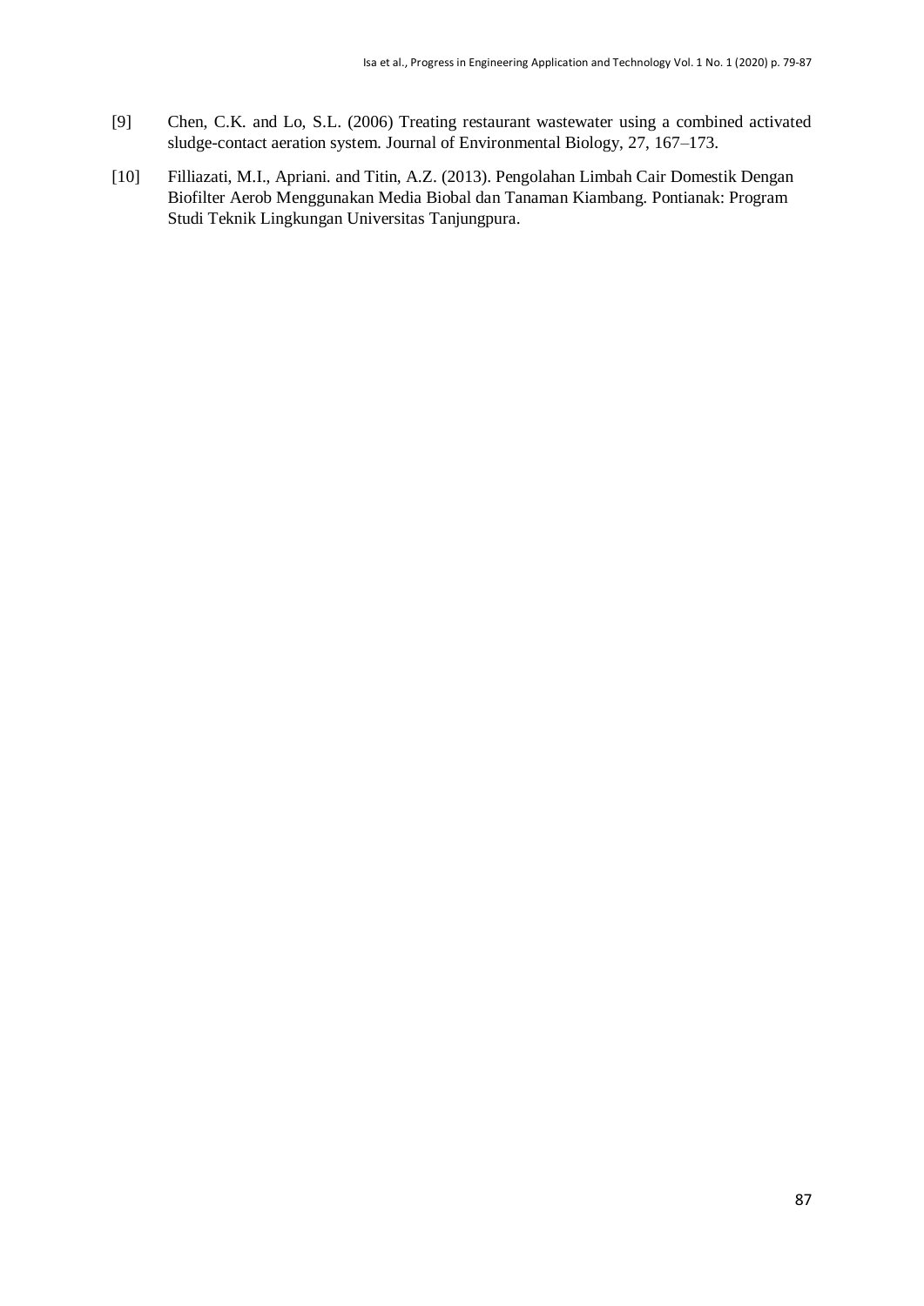[9] Chen, C.K. and Lo, S.L. (2006) Treating restaurant wastewater using a combined activated sludge-contact aeration system. Journal of Environmental Biology, 27, 167–173.

[10] Filliazati, M.I., Apriani. and Titin, A.Z. (2013). Pengolahan Limbah Cair Domestik Dengan Biofilter Aerob Menggunakan Media Biobal dan Tanaman Kiambang. Pontianak: Program Studi Teknik Lingkungan Universitas Tanjungpura.